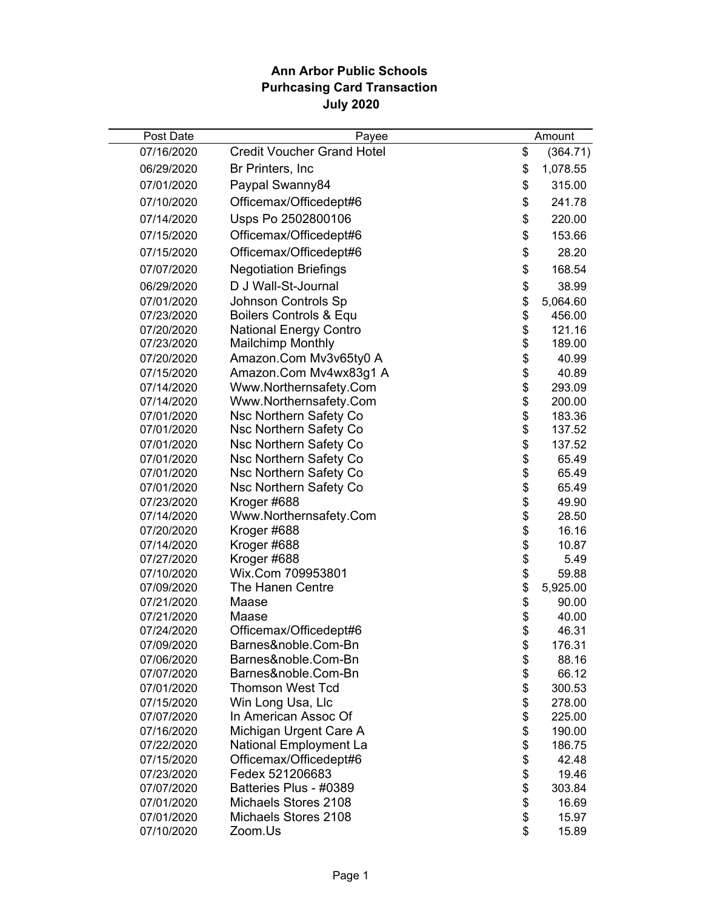# Ann Arbor Public Schools
## Purhcasing Card Transaction
## July 2020

| Post Date | Payee | Amount |
|---|---|---|
| 07/16/2020 | Credit Voucher Grand Hotel | $ (364.71) |
| 06/29/2020 | Br Printers, Inc | $ 1,078.55 |
| 07/01/2020 | Paypal Swanny84 | $ 315.00 |
| 07/10/2020 | Officemax/Officedept#6 | $ 241.78 |
| 07/14/2020 | Usps Po 2502800106 | $ 220.00 |
| 07/15/2020 | Officemax/Officedept#6 | $ 153.66 |
| 07/15/2020 | Officemax/Officedept#6 | $ 28.20 |
| 07/07/2020 | Negotiation Briefings | $ 168.54 |
| 06/29/2020 | D J Wall-St-Journal | $ 38.99 |
| 07/01/2020 | Johnson Controls Sp | $ 5,064.60 |
| 07/23/2020 | Boilers Controls & Equ | $ 456.00 |
| 07/20/2020 | National Energy Contro | $ 121.16 |
| 07/23/2020 | Mailchimp Monthly | $ 189.00 |
| 07/20/2020 | Amazon.Com Mv3v65ty0 A | $ 40.99 |
| 07/15/2020 | Amazon.Com Mv4wx83g1 A | $ 40.89 |
| 07/14/2020 | Www.Northernsafety.Com | $ 293.09 |
| 07/14/2020 | Www.Northernsafety.Com | $ 200.00 |
| 07/01/2020 | Nsc Northern Safety Co | $ 183.36 |
| 07/01/2020 | Nsc Northern Safety Co | $ 137.52 |
| 07/01/2020 | Nsc Northern Safety Co | $ 137.52 |
| 07/01/2020 | Nsc Northern Safety Co | $ 65.49 |
| 07/01/2020 | Nsc Northern Safety Co | $ 65.49 |
| 07/01/2020 | Nsc Northern Safety Co | $ 65.49 |
| 07/23/2020 | Kroger #688 | $ 49.90 |
| 07/14/2020 | Www.Northernsafety.Com | $ 28.50 |
| 07/20/2020 | Kroger #688 | $ 16.16 |
| 07/14/2020 | Kroger #688 | $ 10.87 |
| 07/27/2020 | Kroger #688 | $ 5.49 |
| 07/10/2020 | Wix.Com 709953801 | $ 59.88 |
| 07/09/2020 | The Hanen Centre | $ 5,925.00 |
| 07/21/2020 | Maase | $ 90.00 |
| 07/21/2020 | Maase | $ 40.00 |
| 07/24/2020 | Officemax/Officedept#6 | $ 46.31 |
| 07/09/2020 | Barnes&noble.Com-Bn | $ 176.31 |
| 07/06/2020 | Barnes&noble.Com-Bn | $ 88.16 |
| 07/07/2020 | Barnes&noble.Com-Bn | $ 66.12 |
| 07/01/2020 | Thomson West Tcd | $ 300.53 |
| 07/15/2020 | Win Long Usa, Llc | $ 278.00 |
| 07/07/2020 | In American Assoc Of | $ 225.00 |
| 07/16/2020 | Michigan Urgent Care A | $ 190.00 |
| 07/22/2020 | National Employment La | $ 186.75 |
| 07/15/2020 | Officemax/Officedept#6 | $ 42.48 |
| 07/23/2020 | Fedex 521206683 | $ 19.46 |
| 07/07/2020 | Batteries Plus - #0389 | $ 303.84 |
| 07/01/2020 | Michaels Stores 2108 | $ 16.69 |
| 07/01/2020 | Michaels Stores 2108 | $ 15.97 |
| 07/10/2020 | Zoom.Us | $ 15.89 |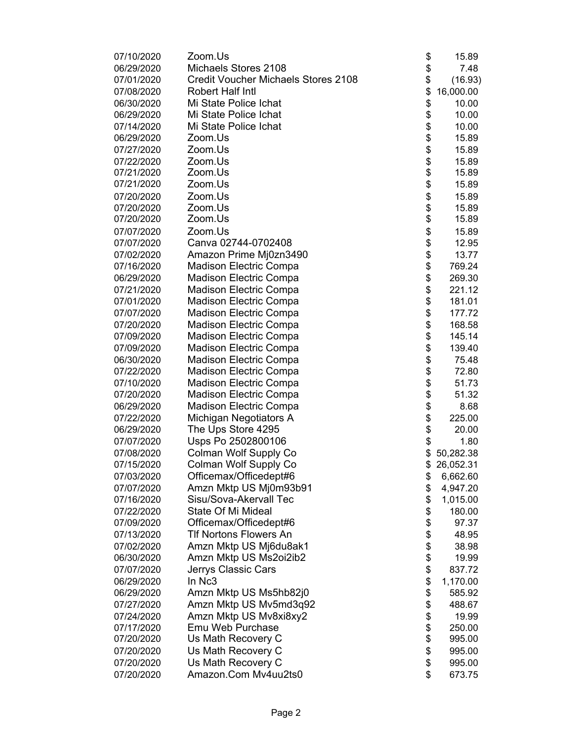| | | |
|---|---|---|
| 07/10/2020 | Zoom.Us | $ 15.89 |
| 06/29/2020 | Michaels Stores 2108 | $ 7.48 |
| 07/01/2020 | Credit Voucher Michaels Stores 2108 | $ (16.93) |
| 07/08/2020 | Robert Half Intl | $ 16,000.00 |
| 06/30/2020 | Mi State Police Ichat | $ 10.00 |
| 06/29/2020 | Mi State Police Ichat | $ 10.00 |
| 07/14/2020 | Mi State Police Ichat | $ 10.00 |
| 06/29/2020 | Zoom.Us | $ 15.89 |
| 07/27/2020 | Zoom.Us | $ 15.89 |
| 07/22/2020 | Zoom.Us | $ 15.89 |
| 07/21/2020 | Zoom.Us | $ 15.89 |
| 07/21/2020 | Zoom.Us | $ 15.89 |
| 07/20/2020 | Zoom.Us | $ 15.89 |
| 07/20/2020 | Zoom.Us | $ 15.89 |
| 07/20/2020 | Zoom.Us | $ 15.89 |
| 07/07/2020 | Zoom.Us | $ 15.89 |
| 07/07/2020 | Canva 02744-0702408 | $ 12.95 |
| 07/02/2020 | Amazon Prime Mj0zn3490 | $ 13.77 |
| 07/16/2020 | Madison Electric Compa | $ 769.24 |
| 06/29/2020 | Madison Electric Compa | $ 269.30 |
| 07/21/2020 | Madison Electric Compa | $ 221.12 |
| 07/01/2020 | Madison Electric Compa | $ 181.01 |
| 07/07/2020 | Madison Electric Compa | $ 177.72 |
| 07/20/2020 | Madison Electric Compa | $ 168.58 |
| 07/09/2020 | Madison Electric Compa | $ 145.14 |
| 07/09/2020 | Madison Electric Compa | $ 139.40 |
| 06/30/2020 | Madison Electric Compa | $ 75.48 |
| 07/22/2020 | Madison Electric Compa | $ 72.80 |
| 07/10/2020 | Madison Electric Compa | $ 51.73 |
| 07/20/2020 | Madison Electric Compa | $ 51.32 |
| 06/29/2020 | Madison Electric Compa | $ 8.68 |
| 07/22/2020 | Michigan Negotiators A | $ 225.00 |
| 06/29/2020 | The Ups Store 4295 | $ 20.00 |
| 07/07/2020 | Usps Po 2502800106 | $ 1.80 |
| 07/08/2020 | Colman Wolf Supply Co | $ 50,282.38 |
| 07/15/2020 | Colman Wolf Supply Co | $ 26,052.31 |
| 07/03/2020 | Officemax/Officedept#6 | $ 6,662.60 |
| 07/07/2020 | Amzn Mktp US Mj0m93b91 | $ 4,947.20 |
| 07/16/2020 | Sisu/Sova-Akervall Tec | $ 1,015.00 |
| 07/22/2020 | State Of Mi Mideal | $ 180.00 |
| 07/09/2020 | Officemax/Officedept#6 | $ 97.37 |
| 07/13/2020 | Tlf Nortons Flowers An | $ 48.95 |
| 07/02/2020 | Amzn Mktp US Mj6du8ak1 | $ 38.98 |
| 06/30/2020 | Amzn Mktp US Ms2oi2ib2 | $ 19.99 |
| 07/07/2020 | Jerrys Classic Cars | $ 837.72 |
| 06/29/2020 | In Nc3 | $ 1,170.00 |
| 06/29/2020 | Amzn Mktp US Ms5hb82j0 | $ 585.92 |
| 07/27/2020 | Amzn Mktp US Mv5md3q92 | $ 488.67 |
| 07/24/2020 | Amzn Mktp US Mv8xi8xy2 | $ 19.99 |
| 07/17/2020 | Emu Web Purchase | $ 250.00 |
| 07/20/2020 | Us Math Recovery C | $ 995.00 |
| 07/20/2020 | Us Math Recovery C | $ 995.00 |
| 07/20/2020 | Us Math Recovery C | $ 995.00 |
| 07/20/2020 | Amazon.Com Mv4uu2ts0 | $ 673.75 |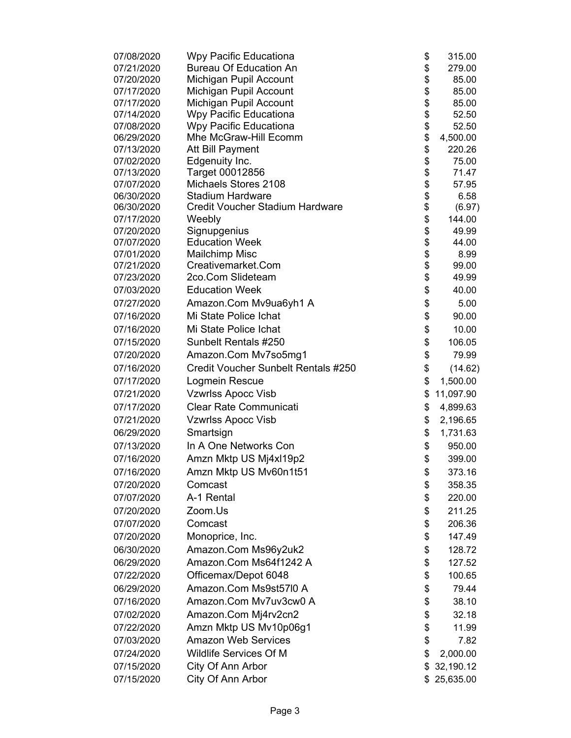| | | |
|---|---|---|
| 07/08/2020 | Wpy Pacific Educationa | $ 315.00 |
| 07/21/2020 | Bureau Of Education An | $ 279.00 |
| 07/20/2020 | Michigan Pupil Account | $ 85.00 |
| 07/17/2020 | Michigan Pupil Account | $ 85.00 |
| 07/17/2020 | Michigan Pupil Account | $ 85.00 |
| 07/14/2020 | Wpy Pacific Educationa | $ 52.50 |
| 07/08/2020 | Wpy Pacific Educationa | $ 52.50 |
| 06/29/2020 | Mhe McGraw-Hill Ecomm | $ 4,500.00 |
| 07/13/2020 | Att Bill Payment | $ 220.26 |
| 07/02/2020 | Edgenuity Inc. | $ 75.00 |
| 07/13/2020 | Target 00012856 | $ 71.47 |
| 07/07/2020 | Michaels Stores 2108 | $ 57.95 |
| 06/30/2020 | Stadium Hardware | $ 6.58 |
| 06/30/2020 | Credit Voucher Stadium Hardware | $ (6.97) |
| 07/17/2020 | Weebly | $ 144.00 |
| 07/20/2020 | Signupgenius | $ 49.99 |
| 07/07/2020 | Education Week | $ 44.00 |
| 07/01/2020 | Mailchimp Misc | $ 8.99 |
| 07/21/2020 | Creativemarket.Com | $ 99.00 |
| 07/23/2020 | 2co.Com Slideteam | $ 49.99 |
| 07/03/2020 | Education Week | $ 40.00 |
| 07/27/2020 | Amazon.Com Mv9ua6yh1 A | $ 5.00 |
| 07/16/2020 | Mi State Police Ichat | $ 90.00 |
| 07/16/2020 | Mi State Police Ichat | $ 10.00 |
| 07/15/2020 | Sunbelt Rentals #250 | $ 106.05 |
| 07/20/2020 | Amazon.Com Mv7so5mg1 | $ 79.99 |
| 07/16/2020 | Credit Voucher Sunbelt Rentals #250 | $ (14.62) |
| 07/17/2020 | Logmein Rescue | $ 1,500.00 |
| 07/21/2020 | Vzwrlss Apocc Visb | $ 11,097.90 |
| 07/17/2020 | Clear Rate Communicati | $ 4,899.63 |
| 07/21/2020 | Vzwrlss Apocc Visb | $ 2,196.65 |
| 06/29/2020 | Smartsign | $ 1,731.63 |
| 07/13/2020 | In A One Networks Con | $ 950.00 |
| 07/16/2020 | Amzn Mktp US Mj4xl19p2 | $ 399.00 |
| 07/16/2020 | Amzn Mktp US Mv60n1t51 | $ 373.16 |
| 07/20/2020 | Comcast | $ 358.35 |
| 07/07/2020 | A-1 Rental | $ 220.00 |
| 07/20/2020 | Zoom.Us | $ 211.25 |
| 07/07/2020 | Comcast | $ 206.36 |
| 07/20/2020 | Monoprice, Inc. | $ 147.49 |
| 06/30/2020 | Amazon.Com Ms96y2uk2 | $ 128.72 |
| 06/29/2020 | Amazon.Com Ms64f1242 A | $ 127.52 |
| 07/22/2020 | Officemax/Depot 6048 | $ 100.65 |
| 06/29/2020 | Amazon.Com Ms9st57l0 A | $ 79.44 |
| 07/16/2020 | Amazon.Com Mv7uv3cw0 A | $ 38.10 |
| 07/02/2020 | Amazon.Com Mj4rv2cn2 | $ 32.18 |
| 07/22/2020 | Amzn Mktp US Mv10p06g1 | $ 11.99 |
| 07/03/2020 | Amazon Web Services | $ 7.82 |
| 07/24/2020 | Wildlife Services Of M | $ 2,000.00 |
| 07/15/2020 | City Of Ann Arbor | $ 32,190.12 |
| 07/15/2020 | City Of Ann Arbor | $ 25,635.00 |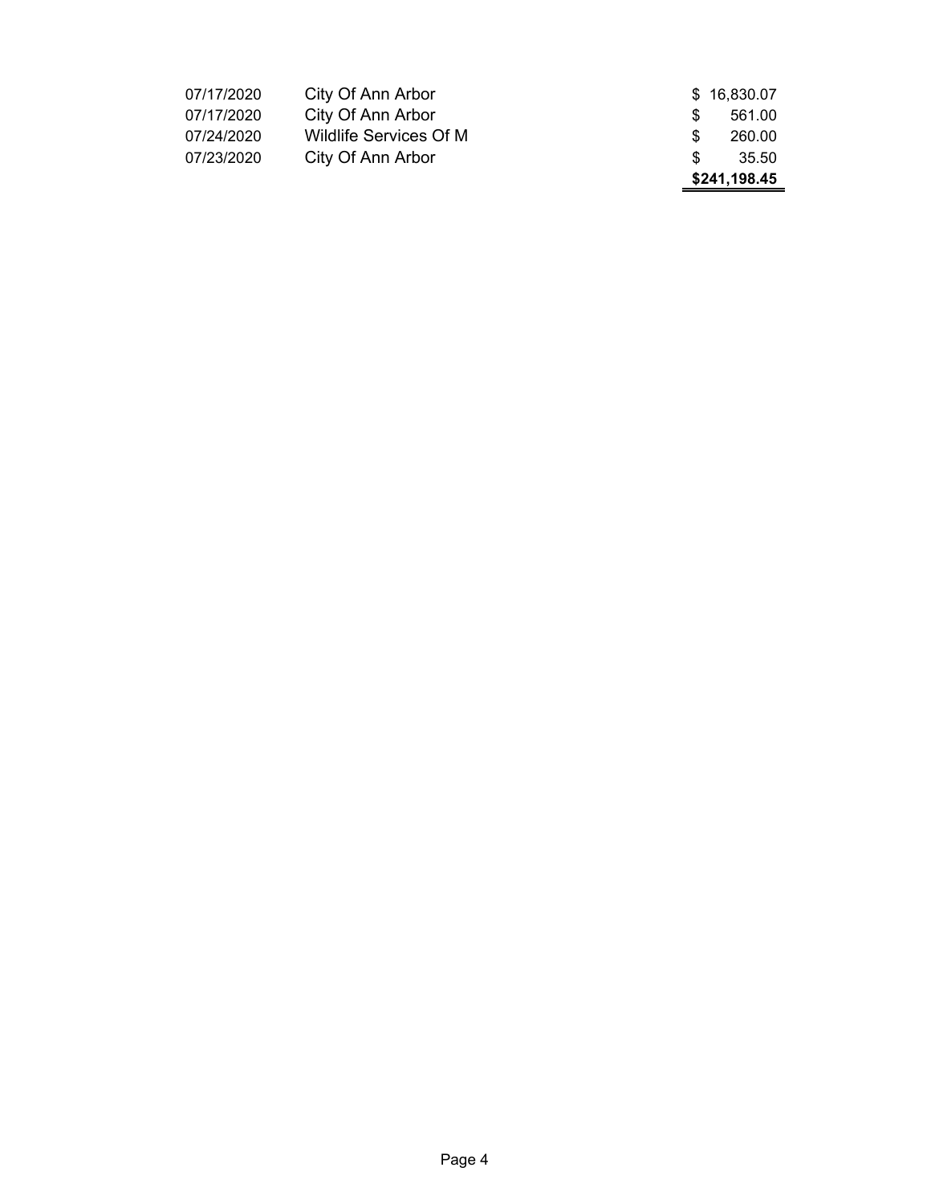| | | |
|---|---|---|
| 07/17/2020 | City Of Ann Arbor | $ 16,830.07 |
| 07/17/2020 | City Of Ann Arbor | $ 561.00 |
| 07/24/2020 | Wildlife Services Of M | $ 260.00 |
| 07/23/2020 | City Of Ann Arbor | $ 35.50 |
| | | **$241,198.45** |